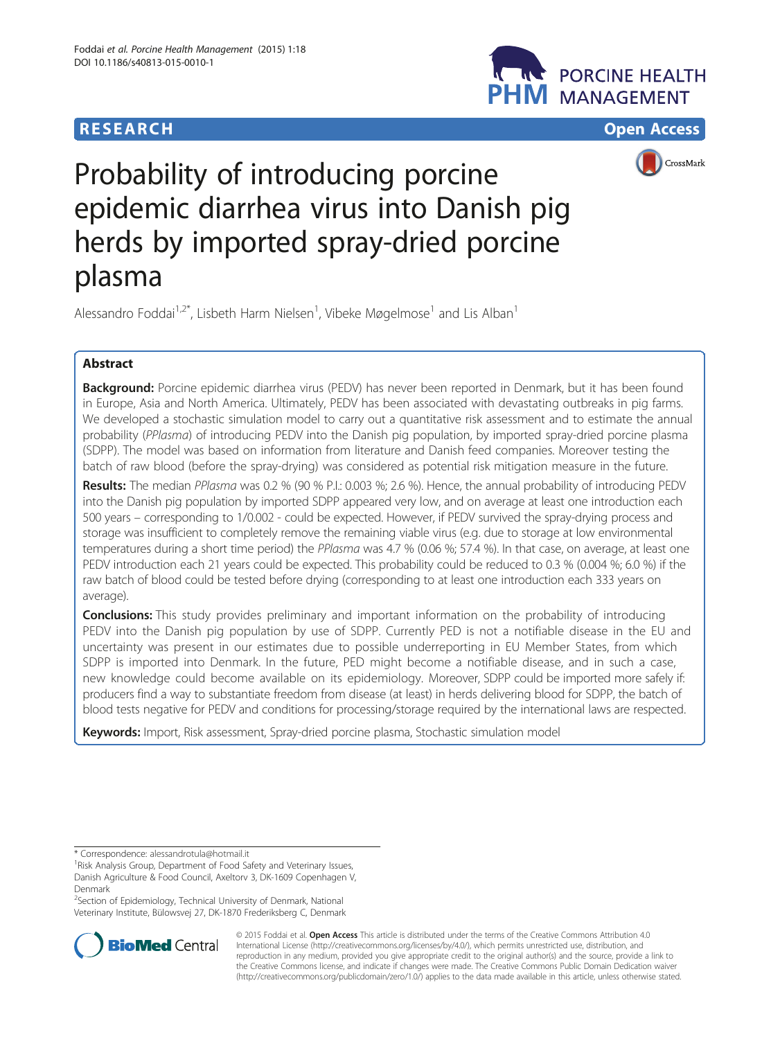**RESEARCH** **Open Access**

# Probability of introducing porcine epidemic diarrhea virus into Danish pig herds by imported spray-dried porcine plasma

Alessandro Foddai[1,2*], Lisbeth Harm Nielsen[1], Vibeke Møgelmose[1] and Lis Alban[1]

## Abstract

**Background:** Porcine epidemic diarrhea virus (PEDV) has never been reported in Denmark, but it has been found in Europe, Asia and North America. Ultimately, PEDV has been associated with devastating outbreaks in pig farms. We developed a stochastic simulation model to carry out a quantitative risk assessment and to estimate the annual probability (*PPlasma*) of introducing PEDV into the Danish pig population, by imported spray-dried porcine plasma (SDPP). The model was based on information from literature and Danish feed companies. Moreover testing the batch of raw blood (before the spray-drying) was considered as potential risk mitigation measure in the future.

**Results:** The median *PPlasma* was 0.2 % (90 % P.I.: 0.003 %; 2.6 %). Hence, the annual probability of introducing PEDV into the Danish pig population by imported SDPP appeared very low, and on average at least one introduction each 500 years – corresponding to 1/0.002 - could be expected. However, if PEDV survived the spray-drying process and storage was insufficient to completely remove the remaining viable virus (e.g. due to storage at low environmental temperatures during a short time period) the *PPlasma* was 4.7 % (0.06 %; 57.4 %). In that case, on average, at least one PEDV introduction each 21 years could be expected. This probability could be reduced to 0.3 % (0.004 %; 6.0 %) if the raw batch of blood could be tested before drying (corresponding to at least one introduction each 333 years on average).

**Conclusions:** This study provides preliminary and important information on the probability of introducing PEDV into the Danish pig population by use of SDPP. Currently PED is not a notifiable disease in the EU and uncertainty was present in our estimates due to possible underreporting in EU Member States, from which SDPP is imported into Denmark. In the future, PED might become a notifiable disease, and in such a case, new knowledge could become available on its epidemiology. Moreover, SDPP could be imported more safely if: producers find a way to substantiate freedom from disease (at least) in herds delivering blood for SDPP, the batch of blood tests negative for PEDV and conditions for processing/storage required by the international laws are respected.

**Keywords:** Import, Risk assessment, Spray-dried porcine plasma, Stochastic simulation model

---

\* Correspondence: alessandrotula@hotmail.it
[1]Risk Analysis Group, Department of Food Safety and Veterinary Issues, Danish Agriculture & Food Council, Axeltorv 3, DK-1609 Copenhagen V, Denmark
[2]Section of Epidemiology, Technical University of Denmark, National Veterinary Institute, Bülowsvej 27, DK-1870 Frederiksberg C, Denmark

© 2015 Foddai et al. **Open Access** This article is distributed under the terms of the Creative Commons Attribution 4.0 International License (http://creativecommons.org/licenses/by/4.0/), which permits unrestricted use, distribution, and reproduction in any medium, provided you give appropriate credit to the original author(s) and the source, provide a link to the Creative Commons license, and indicate if changes were made. The Creative Commons Public Domain Dedication waiver (http://creativecommons.org/publicdomain/zero/1.0/) applies to the data made available in this article, unless otherwise stated.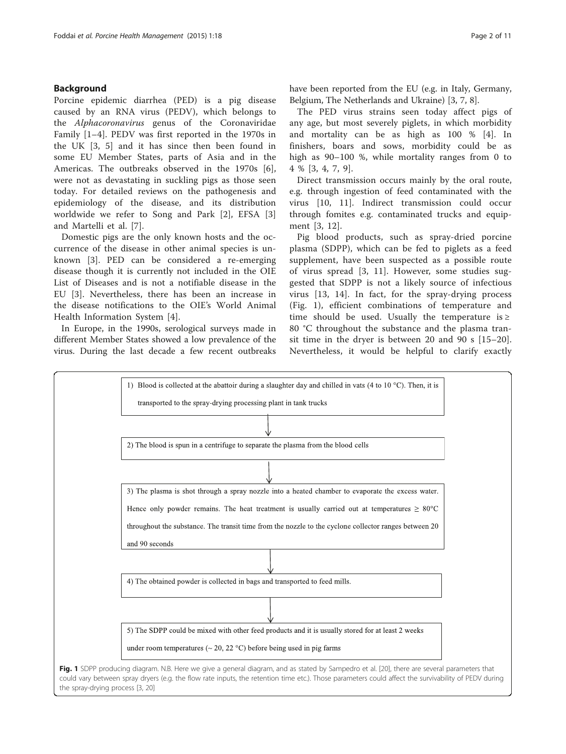## Background

Porcine epidemic diarrhea (PED) is a pig disease caused by an RNA virus (PEDV), which belongs to the *Alphacoronavirus* genus of the Coronaviridae Family [1–4]. PEDV was first reported in the 1970s in the UK [3, 5] and it has since then been found in some EU Member States, parts of Asia and in the Americas. The outbreaks observed in the 1970s [6], were not as devastating in suckling pigs as those seen today. For detailed reviews on the pathogenesis and epidemiology of the disease, and its distribution worldwide we refer to Song and Park [2], EFSA [3] and Martelli et al. [7].

Domestic pigs are the only known hosts and the occurrence of the disease in other animal species is unknown [3]. PED can be considered a re-emerging disease though it is currently not included in the OIE List of Diseases and is not a notifiable disease in the EU [3]. Nevertheless, there has been an increase in the disease notifications to the OIE's World Animal Health Information System [4].

In Europe, in the 1990s, serological surveys made in different Member States showed a low prevalence of the virus. During the last decade a few recent outbreaks have been reported from the EU (e.g. in Italy, Germany, Belgium, The Netherlands and Ukraine) [3, 7, 8].

The PED virus strains seen today affect pigs of any age, but most severely piglets, in which morbidity and mortality can be as high as 100 % [4]. In finishers, boars and sows, morbidity could be as high as 90–100 %, while mortality ranges from 0 to 4 % [3, 4, 7, 9].

Direct transmission occurs mainly by the oral route, e.g. through ingestion of feed contaminated with the virus [10, 11]. Indirect transmission could occur through fomites e.g. contaminated trucks and equipment [3, 12].

Pig blood products, such as spray-dried porcine plasma (SDPP), which can be fed to piglets as a feed supplement, have been suspected as a possible route of virus spread [3, 11]. However, some studies suggested that SDPP is not a likely source of infectious virus [13, 14]. In fact, for the spray-drying process (Fig. 1), efficient combinations of temperature and time should be used. Usually the temperature is ≥ 80 °C throughout the substance and the plasma transit time in the dryer is between 20 and 90 s [15–20]. Nevertheless, it would be helpful to clarify exactly

1) Blood is collected at the abattoir during a slaughter day and chilled in vats (4 to 10 °C). Then, it is transported to the spray-drying processing plant in tank trucks

↓

2) The blood is spun in a centrifuge to separate the plasma from the blood cells

↓

3) The plasma is shot through a spray nozzle into a heated chamber to evaporate the excess water. Hence only powder remains. The heat treatment is usually carried out at temperatures ≥ 80°C throughout the substance. The transit time from the nozzle to the cyclone collector ranges between 20 and 90 seconds

↓

4) The obtained powder is collected in bags and transported to feed mills.

↓

5) The SDPP could be mixed with other feed products and it is usually stored for at least 2 weeks under room temperatures (~ 20, 22 °C) before being used in pig farms

**Fig. 1** SDPP producing diagram. N.B. Here we give a general diagram, and as stated by Sampedro et al. [20], there are several parameters that could vary between spray dryers (e.g. the flow rate inputs, the retention time etc.). Those parameters could affect the survivability of PEDV during the spray-drying process [3, 20]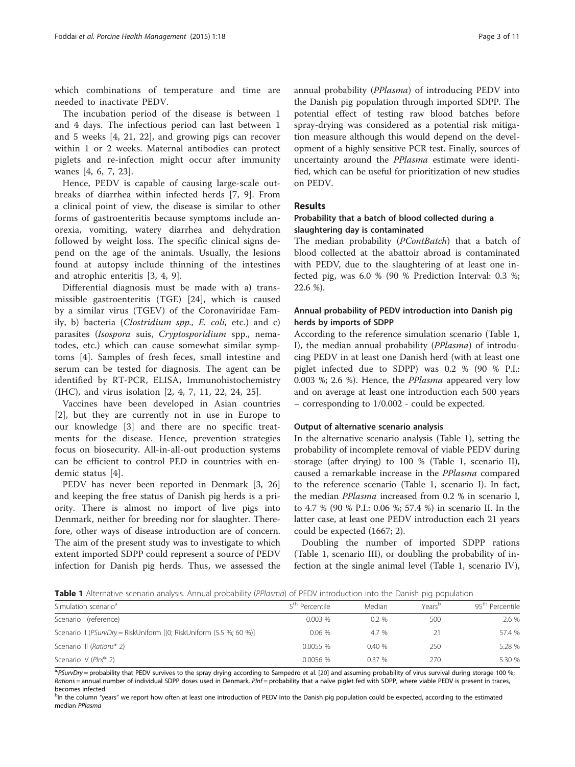which combinations of temperature and time are needed to inactivate PEDV.

The incubation period of the disease is between 1 and 4 days. The infectious period can last between 1 and 5 weeks [4, 21, 22], and growing pigs can recover within 1 or 2 weeks. Maternal antibodies can protect piglets and re-infection might occur after immunity wanes [4, 6, 7, 23].

Hence, PEDV is capable of causing large-scale outbreaks of diarrhea within infected herds [7, 9]. From a clinical point of view, the disease is similar to other forms of gastroenteritis because symptoms include anorexia, vomiting, watery diarrhea and dehydration followed by weight loss. The specific clinical signs depend on the age of the animals. Usually, the lesions found at autopsy include thinning of the intestines and atrophic enteritis [3, 4, 9].

Differential diagnosis must be made with a) transmissible gastroenteritis (TGE) [24], which is caused by a similar virus (TGEV) of the Coronaviridae Family, b) bacteria (*Clostridium spp., E. coli,* etc.) and c) parasites (*Isospora* suis, *Cryptosporidium* spp., nematodes, etc.) which can cause somewhat similar symptoms [4]. Samples of fresh feces, small intestine and serum can be tested for diagnosis. The agent can be identified by RT-PCR, ELISA, Immunohistochemistry (IHC), and virus isolation [2, 4, 7, 11, 22, 24, 25].

Vaccines have been developed in Asian countries [2], but they are currently not in use in Europe to our knowledge [3] and there are no specific treatments for the disease. Hence, prevention strategies focus on biosecurity. All-in-all-out production systems can be efficient to control PED in countries with endemic status [4].

PEDV has never been reported in Denmark [3, 26] and keeping the free status of Danish pig herds is a priority. There is almost no import of live pigs into Denmark, neither for breeding nor for slaughter. Therefore, other ways of disease introduction are of concern. The aim of the present study was to investigate to which extent imported SDPP could represent a source of PEDV infection for Danish pig herds. Thus, we assessed the annual probability (*PPlasma*) of introducing PEDV into the Danish pig population through imported SDPP. The potential effect of testing raw blood batches before spray-drying was considered as a potential risk mitigation measure although this would depend on the development of a highly sensitive PCR test. Finally, sources of uncertainty around the *PPlasma* estimate were identified, which can be useful for prioritization of new studies on PEDV.

## Results

### Probability that a batch of blood collected during a slaughtering day is contaminated

The median probability (*PContBatch*) that a batch of blood collected at the abattoir abroad is contaminated with PEDV, due to the slaughtering of at least one infected pig, was 6.0 % (90 % Prediction Interval: 0.3 %; 22.6 %).

### Annual probability of PEDV introduction into Danish pig herds by imports of SDPP

According to the reference simulation scenario (Table 1, I), the median annual probability (*PPlasma*) of introducing PEDV in at least one Danish herd (with at least one piglet infected due to SDPP) was 0.2 % (90 % P.I.: 0.003 %; 2.6 %). Hence, the *PPlasma* appeared very low and on average at least one introduction each 500 years – corresponding to 1/0.002 - could be expected.

### Output of alternative scenario analysis

In the alternative scenario analysis (Table 1), setting the probability of incomplete removal of viable PEDV during storage (after drying) to 100 % (Table 1, scenario II), caused a remarkable increase in the *PPlasma* compared to the reference scenario (Table 1, scenario I). In fact, the median *PPlasma* increased from 0.2 % in scenario I, to 4.7 % (90 % P.I.: 0.06 %; 57.4 %) in scenario II. In the latter case, at least one PEDV introduction each 21 years could be expected (1667; 2).

Doubling the number of imported SDPP rations (Table 1, scenario III), or doubling the probability of infection at the single animal level (Table 1, scenario IV),

**Table 1** Alternative scenario analysis. Annual probability (*PPlasma*) of PEDV introduction into the Danish pig population

| Simulation scenario[a] | 5[th] Percentile | Median | Years[b] | 95[th] Percentile |
|---|---|---|---|---|
| Scenario I (reference) | 0.003 % | 0.2 % | 500 | 2.6 % |
| Scenario II (*PSurvDry* = RiskUniform [(0; RiskUniform (5.5 %; 60 %)] | 0.06 % | 4.7 % | 21 | 57.4 % |
| Scenario III (*Rations** 2) | 0.0055 % | 0.40 % | 250 | 5.28 % |
| Scenario IV (*PInf** 2) | 0.0056 % | 0.37 % | 270 | 5.30 % |

[a]*PSurvDry* = probability that PEDV survives to the spray drying according to Sampedro et al. [20] and assuming probability of virus survival during storage 100 %; *Rations* = annual number of individual SDPP doses used in Denmark, *PInf* = probability that a naïve piglet fed with SDPP, where viable PEDV is present in traces, becomes infected

[b]In the column "years" we report how often at least one introduction of PEDV into the Danish pig population could be expected, according to the estimated median *PPlasma*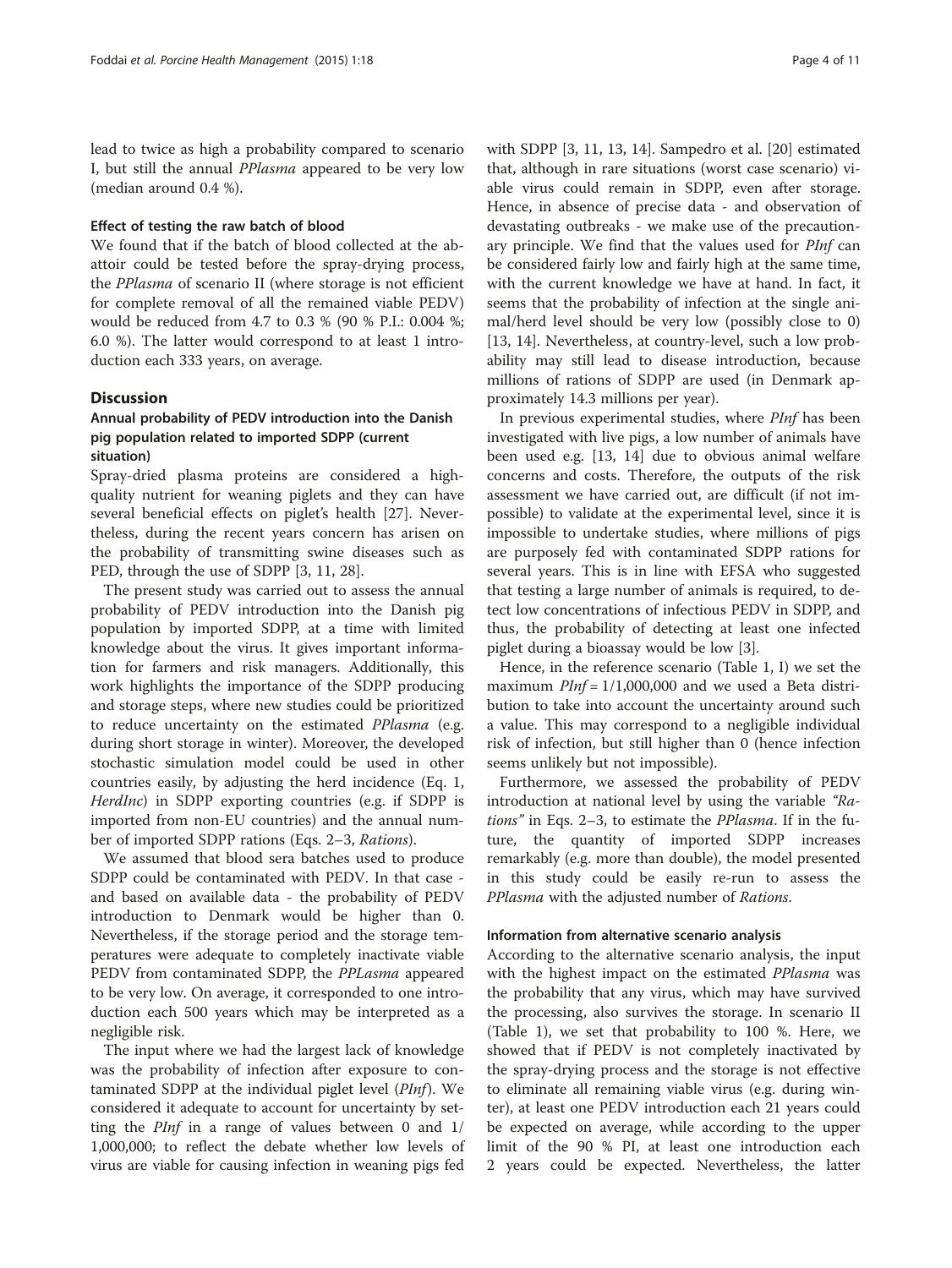lead to twice as high a probability compared to scenario I, but still the annual *PPlasma* appeared to be very low (median around 0.4 %).

#### Effect of testing the raw batch of blood

We found that if the batch of blood collected at the abattoir could be tested before the spray-drying process, the *PPlasma* of scenario II (where storage is not efficient for complete removal of all the remained viable PEDV) would be reduced from 4.7 to 0.3 % (90 % P.I.: 0.004 %; 6.0 %). The latter would correspond to at least 1 introduction each 333 years, on average.

## Discussion

### Annual probability of PEDV introduction into the Danish pig population related to imported SDPP (current situation)

Spray-dried plasma proteins are considered a high-quality nutrient for weaning piglets and they can have several beneficial effects on piglet's health [27]. Nevertheless, during the recent years concern has arisen on the probability of transmitting swine diseases such as PED, through the use of SDPP [3, 11, 28].

The present study was carried out to assess the annual probability of PEDV introduction into the Danish pig population by imported SDPP, at a time with limited knowledge about the virus. It gives important information for farmers and risk managers. Additionally, this work highlights the importance of the SDPP producing and storage steps, where new studies could be prioritized to reduce uncertainty on the estimated *PPlasma* (e.g. during short storage in winter). Moreover, the developed stochastic simulation model could be used in other countries easily, by adjusting the herd incidence (Eq. 1, *HerdInc*) in SDPP exporting countries (e.g. if SDPP is imported from non-EU countries) and the annual number of imported SDPP rations (Eqs. 2–3, *Rations*).

We assumed that blood sera batches used to produce SDPP could be contaminated with PEDV. In that case - and based on available data - the probability of PEDV introduction to Denmark would be higher than 0. Nevertheless, if the storage period and the storage temperatures were adequate to completely inactivate viable PEDV from contaminated SDPP, the *PPLasma* appeared to be very low. On average, it corresponded to one introduction each 500 years which may be interpreted as a negligible risk.

The input where we had the largest lack of knowledge was the probability of infection after exposure to contaminated SDPP at the individual piglet level (*PInf*). We considered it adequate to account for uncertainty by setting the *PInf* in a range of values between 0 and 1/1,000,000; to reflect the debate whether low levels of virus are viable for causing infection in weaning pigs fed with SDPP [3, 11, 13, 14]. Sampedro et al. [20] estimated that, although in rare situations (worst case scenario) viable virus could remain in SDPP, even after storage. Hence, in absence of precise data - and observation of devastating outbreaks - we make use of the precautionary principle. We find that the values used for *PInf* can be considered fairly low and fairly high at the same time, with the current knowledge we have at hand. In fact, it seems that the probability of infection at the single animal/herd level should be very low (possibly close to 0) [13, 14]. Nevertheless, at country-level, such a low probability may still lead to disease introduction, because millions of rations of SDPP are used (in Denmark approximately 14.3 millions per year).

In previous experimental studies, where *PInf* has been investigated with live pigs, a low number of animals have been used e.g. [13, 14] due to obvious animal welfare concerns and costs. Therefore, the outputs of the risk assessment we have carried out, are difficult (if not impossible) to validate at the experimental level, since it is impossible to undertake studies, where millions of pigs are purposely fed with contaminated SDPP rations for several years. This is in line with EFSA who suggested that testing a large number of animals is required, to detect low concentrations of infectious PEDV in SDPP, and thus, the probability of detecting at least one infected piglet during a bioassay would be low [3].

Hence, in the reference scenario (Table 1, I) we set the maximum *PInf* = 1/1,000,000 and we used a Beta distribution to take into account the uncertainty around such a value. This may correspond to a negligible individual risk of infection, but still higher than 0 (hence infection seems unlikely but not impossible).

Furthermore, we assessed the probability of PEDV introduction at national level by using the variable *"Rations"* in Eqs. 2–3, to estimate the *PPlasma*. If in the future, the quantity of imported SDPP increases remarkably (e.g. more than double), the model presented in this study could be easily re-run to assess the *PPlasma* with the adjusted number of *Rations*.

#### Information from alternative scenario analysis

According to the alternative scenario analysis, the input with the highest impact on the estimated *PPlasma* was the probability that any virus, which may have survived the processing, also survives the storage. In scenario II (Table 1), we set that probability to 100 %. Here, we showed that if PEDV is not completely inactivated by the spray-drying process and the storage is not effective to eliminate all remaining viable virus (e.g. during winter), at least one PEDV introduction each 21 years could be expected on average, while according to the upper limit of the 90 % PI, at least one introduction each 2 years could be expected. Nevertheless, the latter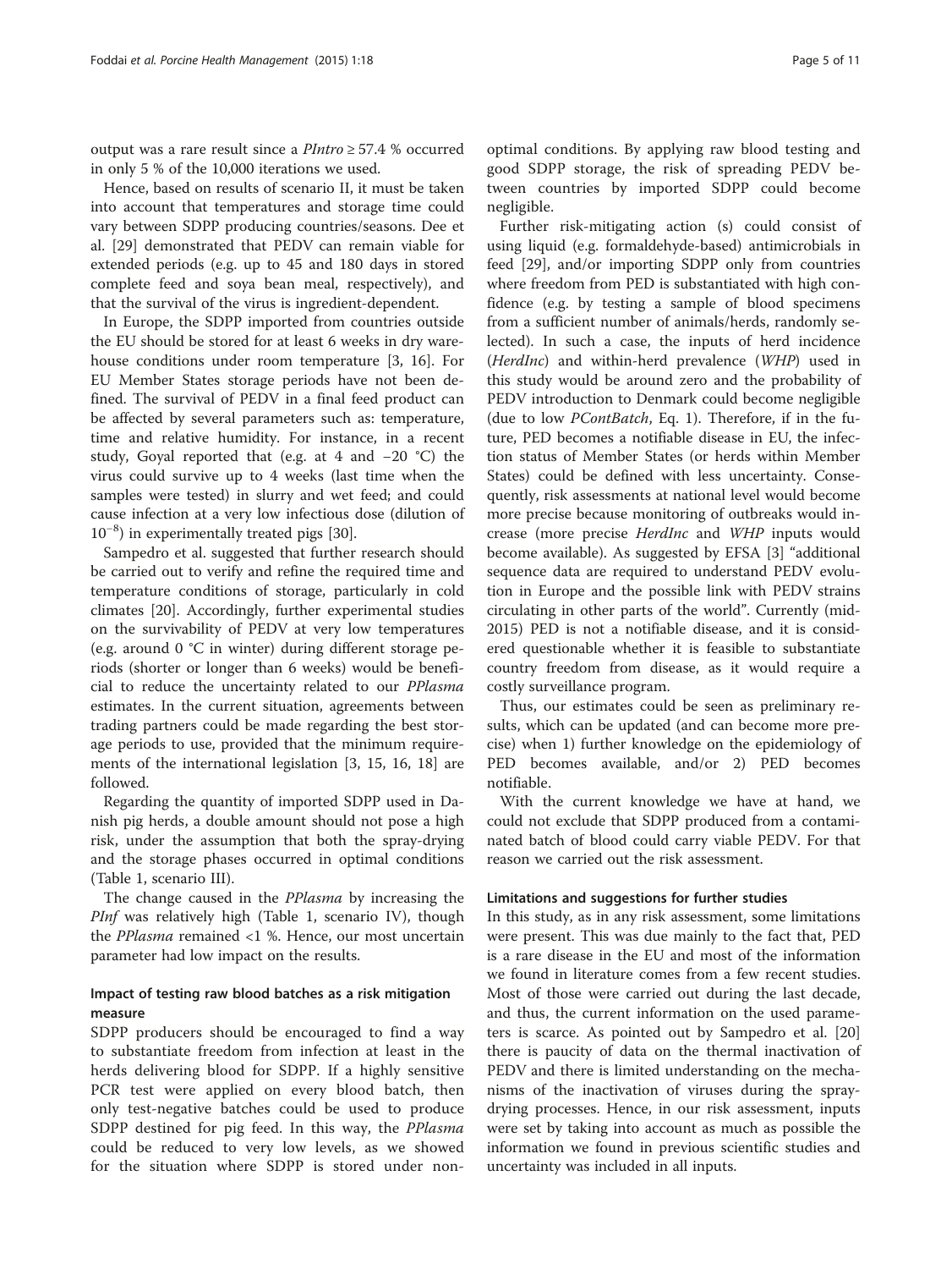output was a rare result since a *PIntro* ≥ 57.4 % occurred in only 5 % of the 10,000 iterations we used.

Hence, based on results of scenario II, it must be taken into account that temperatures and storage time could vary between SDPP producing countries/seasons. Dee et al. [29] demonstrated that PEDV can remain viable for extended periods (e.g. up to 45 and 180 days in stored complete feed and soya bean meal, respectively), and that the survival of the virus is ingredient-dependent.

In Europe, the SDPP imported from countries outside the EU should be stored for at least 6 weeks in dry warehouse conditions under room temperature [3, 16]. For EU Member States storage periods have not been defined. The survival of PEDV in a final feed product can be affected by several parameters such as: temperature, time and relative humidity. For instance, in a recent study, Goyal reported that (e.g. at 4 and −20 °C) the virus could survive up to 4 weeks (last time when the samples were tested) in slurry and wet feed; and could cause infection at a very low infectious dose (dilution of $10^{-8}$) in experimentally treated pigs [30].

Sampedro et al. suggested that further research should be carried out to verify and refine the required time and temperature conditions of storage, particularly in cold climates [20]. Accordingly, further experimental studies on the survivability of PEDV at very low temperatures (e.g. around 0 °C in winter) during different storage periods (shorter or longer than 6 weeks) would be beneficial to reduce the uncertainty related to our *PPlasma* estimates. In the current situation, agreements between trading partners could be made regarding the best storage periods to use, provided that the minimum requirements of the international legislation [3, 15, 16, 18] are followed.

Regarding the quantity of imported SDPP used in Danish pig herds, a double amount should not pose a high risk, under the assumption that both the spray-drying and the storage phases occurred in optimal conditions (Table 1, scenario III).

The change caused in the *PPlasma* by increasing the *PInf* was relatively high (Table 1, scenario IV), though the *PPlasma* remained <1 %. Hence, our most uncertain parameter had low impact on the results.

### Impact of testing raw blood batches as a risk mitigation measure

SDPP producers should be encouraged to find a way to substantiate freedom from infection at least in the herds delivering blood for SDPP. If a highly sensitive PCR test were applied on every blood batch, then only test-negative batches could be used to produce SDPP destined for pig feed. In this way, the *PPlasma* could be reduced to very low levels, as we showed for the situation where SDPP is stored under non-optimal conditions. By applying raw blood testing and good SDPP storage, the risk of spreading PEDV between countries by imported SDPP could become negligible.

Further risk-mitigating action (s) could consist of using liquid (e.g. formaldehyde-based) antimicrobials in feed [29], and/or importing SDPP only from countries where freedom from PED is substantiated with high confidence (e.g. by testing a sample of blood specimens from a sufficient number of animals/herds, randomly selected). In such a case, the inputs of herd incidence (*HerdInc*) and within-herd prevalence (*WHP*) used in this study would be around zero and the probability of PEDV introduction to Denmark could become negligible (due to low *PContBatch*, Eq. 1). Therefore, if in the future, PED becomes a notifiable disease in EU, the infection status of Member States (or herds within Member States) could be defined with less uncertainty. Consequently, risk assessments at national level would become more precise because monitoring of outbreaks would increase (more precise *HerdInc* and *WHP* inputs would become available). As suggested by EFSA [3] "additional sequence data are required to understand PEDV evolution in Europe and the possible link with PEDV strains circulating in other parts of the world". Currently (mid-2015) PED is not a notifiable disease, and it is considered questionable whether it is feasible to substantiate country freedom from disease, as it would require a costly surveillance program.

Thus, our estimates could be seen as preliminary results, which can be updated (and can become more precise) when 1) further knowledge on the epidemiology of PED becomes available, and/or 2) PED becomes notifiable.

With the current knowledge we have at hand, we could not exclude that SDPP produced from a contaminated batch of blood could carry viable PEDV. For that reason we carried out the risk assessment.

### Limitations and suggestions for further studies

In this study, as in any risk assessment, some limitations were present. This was due mainly to the fact that, PED is a rare disease in the EU and most of the information we found in literature comes from a few recent studies. Most of those were carried out during the last decade, and thus, the current information on the used parameters is scarce. As pointed out by Sampedro et al. [20] there is paucity of data on the thermal inactivation of PEDV and there is limited understanding on the mechanisms of the inactivation of viruses during the spray-drying processes. Hence, in our risk assessment, inputs were set by taking into account as much as possible the information we found in previous scientific studies and uncertainty was included in all inputs.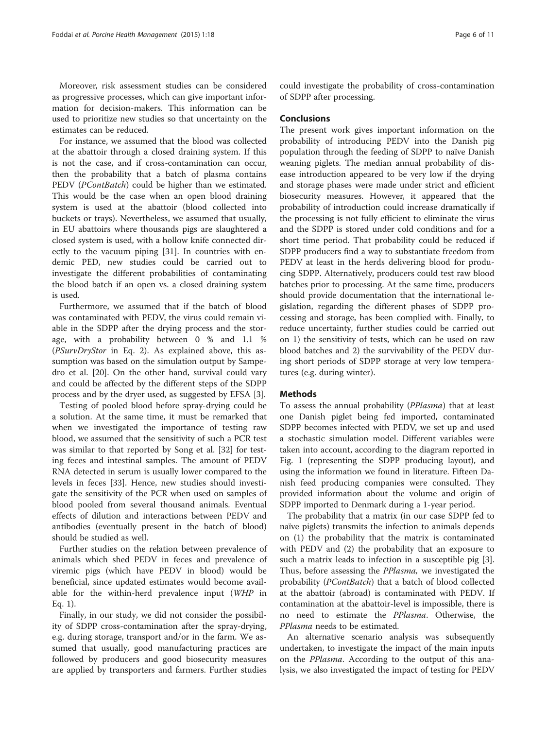Moreover, risk assessment studies can be considered as progressive processes, which can give important information for decision-makers. This information can be used to prioritize new studies so that uncertainty on the estimates can be reduced.

For instance, we assumed that the blood was collected at the abattoir through a closed draining system. If this is not the case, and if cross-contamination can occur, then the probability that a batch of plasma contains PEDV (*PContBatch*) could be higher than we estimated. This would be the case when an open blood draining system is used at the abattoir (blood collected into buckets or trays). Nevertheless, we assumed that usually, in EU abattoirs where thousands pigs are slaughtered a closed system is used, with a hollow knife connected directly to the vacuum piping [31]. In countries with endemic PED, new studies could be carried out to investigate the different probabilities of contaminating the blood batch if an open vs. a closed draining system is used.

Furthermore, we assumed that if the batch of blood was contaminated with PEDV, the virus could remain viable in the SDPP after the drying process and the storage, with a probability between 0 % and 1.1 % (*PSurvDryStor* in Eq. 2). As explained above, this assumption was based on the simulation output by Sampedro et al. [20]. On the other hand, survival could vary and could be affected by the different steps of the SDPP process and by the dryer used, as suggested by EFSA [3].

Testing of pooled blood before spray-drying could be a solution. At the same time, it must be remarked that when we investigated the importance of testing raw blood, we assumed that the sensitivity of such a PCR test was similar to that reported by Song et al. [32] for testing feces and intestinal samples. The amount of PEDV RNA detected in serum is usually lower compared to the levels in feces [33]. Hence, new studies should investigate the sensitivity of the PCR when used on samples of blood pooled from several thousand animals. Eventual effects of dilution and interactions between PEDV and antibodies (eventually present in the batch of blood) should be studied as well.

Further studies on the relation between prevalence of animals which shed PEDV in feces and prevalence of viremic pigs (which have PEDV in blood) would be beneficial, since updated estimates would become available for the within-herd prevalence input (*WHP* in Eq. 1).

Finally, in our study, we did not consider the possibility of SDPP cross-contamination after the spray-drying, e.g. during storage, transport and/or in the farm. We assumed that usually, good manufacturing practices are followed by producers and good biosecurity measures are applied by transporters and farmers. Further studies could investigate the probability of cross-contamination of SDPP after processing.

## Conclusions

The present work gives important information on the probability of introducing PEDV into the Danish pig population through the feeding of SDPP to naïve Danish weaning piglets. The median annual probability of disease introduction appeared to be very low if the drying and storage phases were made under strict and efficient biosecurity measures. However, it appeared that the probability of introduction could increase dramatically if the processing is not fully efficient to eliminate the virus and the SDPP is stored under cold conditions and for a short time period. That probability could be reduced if SDPP producers find a way to substantiate freedom from PEDV at least in the herds delivering blood for producing SDPP. Alternatively, producers could test raw blood batches prior to processing. At the same time, producers should provide documentation that the international legislation, regarding the different phases of SDPP processing and storage, has been complied with. Finally, to reduce uncertainty, further studies could be carried out on 1) the sensitivity of tests, which can be used on raw blood batches and 2) the survivability of the PEDV during short periods of SDPP storage at very low temperatures (e.g. during winter).

## Methods

To assess the annual probability (*PPlasma*) that at least one Danish piglet being fed imported, contaminated SDPP becomes infected with PEDV, we set up and used a stochastic simulation model. Different variables were taken into account, according to the diagram reported in Fig. 1 (representing the SDPP producing layout), and using the information we found in literature. Fifteen Danish feed producing companies were consulted. They provided information about the volume and origin of SDPP imported to Denmark during a 1-year period.

The probability that a matrix (in our case SDPP fed to naïve piglets) transmits the infection to animals depends on (1) the probability that the matrix is contaminated with PEDV and (2) the probability that an exposure to such a matrix leads to infection in a susceptible pig [3]. Thus, before assessing the *PPlasma,* we investigated the probability (*PContBatch*) that a batch of blood collected at the abattoir (abroad) is contaminated with PEDV. If contamination at the abattoir-level is impossible, there is no need to estimate the *PPlasma*. Otherwise, the *PPlasma* needs to be estimated.

An alternative scenario analysis was subsequently undertaken, to investigate the impact of the main inputs on the *PPlasma*. According to the output of this analysis, we also investigated the impact of testing for PEDV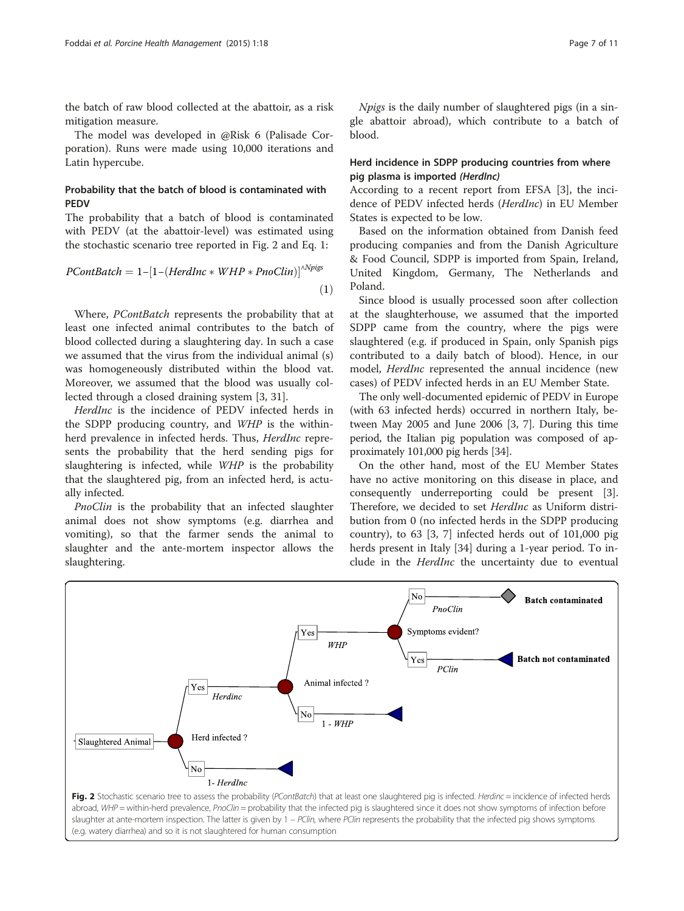the batch of raw blood collected at the abattoir, as a risk mitigation measure.

The model was developed in @Risk 6 (Palisade Corporation). Runs were made using 10,000 iterations and Latin hypercube.

### Probability that the batch of blood is contaminated with PEDV

The probability that a batch of blood is contaminated with PEDV (at the abattoir-level) was estimated using the stochastic scenario tree reported in Fig. 2 and Eq. 1:

$$PContBatch = 1-[1-(HerdInc * WHP * PnoClin)]^{\wedge Npigs} \quad (1)$$

Where, *PContBatch* represents the probability that at least one infected animal contributes to the batch of blood collected during a slaughtering day. In such a case we assumed that the virus from the individual animal (s) was homogeneously distributed within the blood vat. Moreover, we assumed that the blood was usually collected through a closed draining system [3, 31].

*HerdInc* is the incidence of PEDV infected herds in the SDPP producing country, and *WHP* is the within-herd prevalence in infected herds. Thus, *HerdInc* represents the probability that the herd sending pigs for slaughtering is infected, while *WHP* is the probability that the slaughtered pig, from an infected herd, is actually infected.

*PnoClin* is the probability that an infected slaughter animal does not show symptoms (e.g. diarrhea and vomiting), so that the farmer sends the animal to slaughter and the ante-mortem inspector allows the slaughtering.

*Npigs* is the daily number of slaughtered pigs (in a single abattoir abroad), which contribute to a batch of blood.

### Herd incidence in SDPP producing countries from where pig plasma is imported *(HerdInc)*

According to a recent report from EFSA [3], the incidence of PEDV infected herds (*HerdInc*) in EU Member States is expected to be low.

Based on the information obtained from Danish feed producing companies and from the Danish Agriculture & Food Council, SDPP is imported from Spain, Ireland, United Kingdom, Germany, The Netherlands and Poland.

Since blood is usually processed soon after collection at the slaughterhouse, we assumed that the imported SDPP came from the country, where the pigs were slaughtered (e.g. if produced in Spain, only Spanish pigs contributed to a daily batch of blood). Hence, in our model, *HerdInc* represented the annual incidence (new cases) of PEDV infected herds in an EU Member State.

The only well-documented epidemic of PEDV in Europe (with 63 infected herds) occurred in northern Italy, between May 2005 and June 2006 [3, 7]. During this time period, the Italian pig population was composed of approximately 101,000 pig herds [34].

On the other hand, most of the EU Member States have no active monitoring on this disease in place, and consequently underreporting could be present [3]. Therefore, we decided to set *HerdInc* as Uniform distribution from 0 (no infected herds in the SDPP producing country), to 63 [3, 7] infected herds out of 101,000 pig herds present in Italy [34] during a 1-year period. To include in the *HerdInc* the uncertainty due to eventual

Slaughtered Animal
Herd infected ?
Yes
Herdinc
No
1- HerdInc
Animal infected ?
Yes
WHP
No
1 - WHP
Symptoms evident?
No
PnoClin
Batch contaminated
Yes
PClin
Batch not contaminated

**Fig. 2** Stochastic scenario tree to assess the probability (*PContBatch*) that at least one slaughtered pig is infected. *Herdinc* = incidence of infected herds abroad, *WHP* = within-herd prevalence, *PnoClin* = probability that the infected pig is slaughtered since it does not show symptoms of infection before slaughter at ante-mortem inspection. The latter is given by 1 – *PClin*, where *PClin* represents the probability that the infected pig shows symptoms (e.g. watery diarrhea) and so it is not slaughtered for human consumption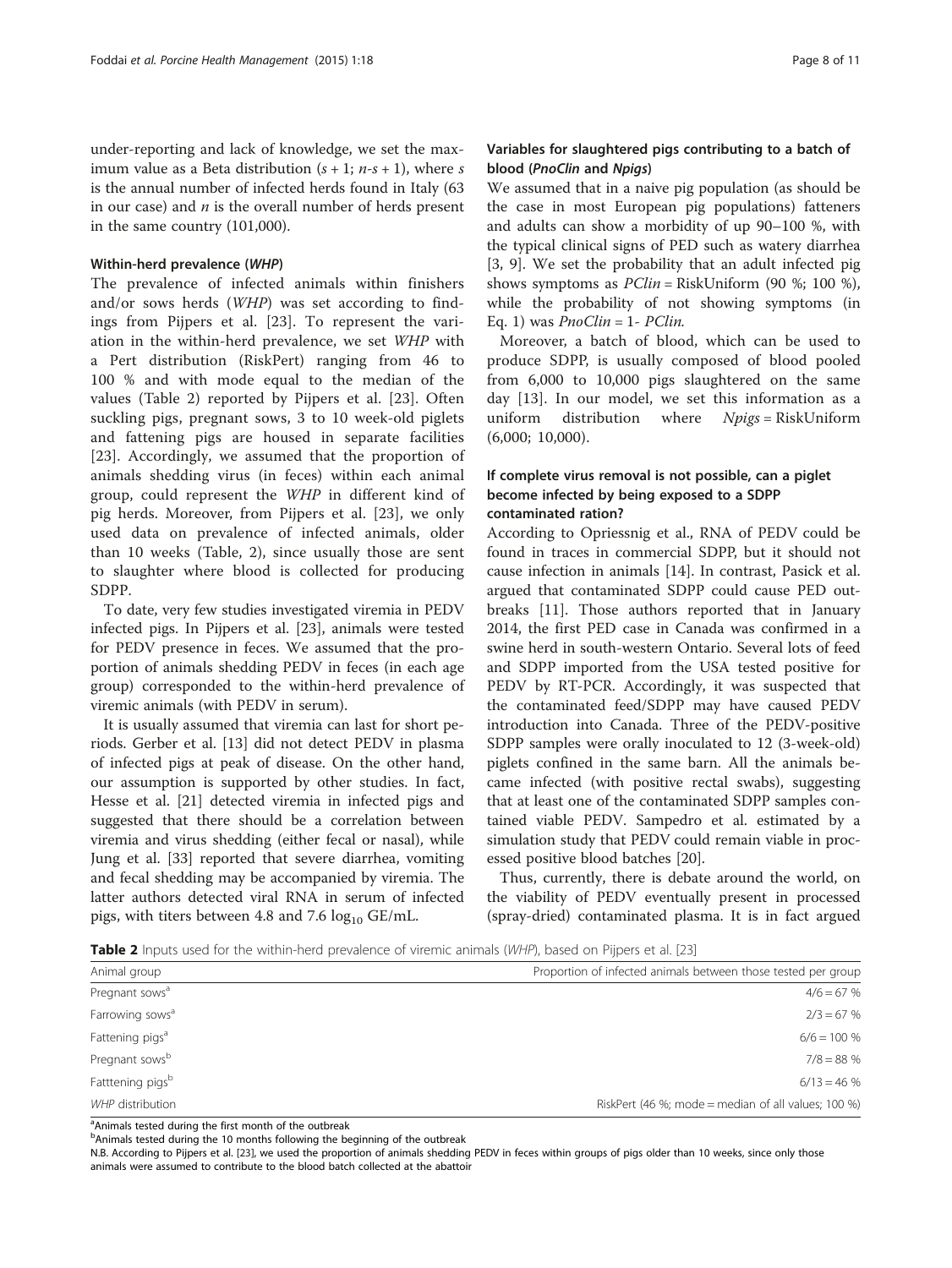under-reporting and lack of knowledge, we set the maximum value as a Beta distribution ($s + 1$; $n$-$s + 1$), where $s$ is the annual number of infected herds found in Italy (63 in our case) and $n$ is the overall number of herds present in the same country (101,000).

#### Within-herd prevalence (*WHP*)

The prevalence of infected animals within finishers and/or sows herds (*WHP*) was set according to findings from Pijpers et al. [23]. To represent the variation in the within-herd prevalence, we set *WHP* with a Pert distribution (RiskPert) ranging from 46 to 100 % and with mode equal to the median of the values (Table 2) reported by Pijpers et al. [23]. Often suckling pigs, pregnant sows, 3 to 10 week-old piglets and fattening pigs are housed in separate facilities [23]. Accordingly, we assumed that the proportion of animals shedding virus (in feces) within each animal group, could represent the *WHP* in different kind of pig herds. Moreover, from Pijpers et al. [23], we only used data on prevalence of infected animals, older than 10 weeks (Table, 2), since usually those are sent to slaughter where blood is collected for producing SDPP.

To date, very few studies investigated viremia in PEDV infected pigs. In Pijpers et al. [23], animals were tested for PEDV presence in feces. We assumed that the proportion of animals shedding PEDV in feces (in each age group) corresponded to the within-herd prevalence of viremic animals (with PEDV in serum).

It is usually assumed that viremia can last for short periods. Gerber et al. [13] did not detect PEDV in plasma of infected pigs at peak of disease. On the other hand, our assumption is supported by other studies. In fact, Hesse et al. [21] detected viremia in infected pigs and suggested that there should be a correlation between viremia and virus shedding (either fecal or nasal), while Jung et al. [33] reported that severe diarrhea, vomiting and fecal shedding may be accompanied by viremia. The latter authors detected viral RNA in serum of infected pigs, with titers between 4.8 and 7.6 $\log_{10}$ GE/mL.

#### Variables for slaughtered pigs contributing to a batch of blood (*PnoClin* and *Npigs*)

We assumed that in a naive pig population (as should be the case in most European pig populations) fatteners and adults can show a morbidity of up 90–100 %, with the typical clinical signs of PED such as watery diarrhea [3, 9]. We set the probability that an adult infected pig shows symptoms as *PClin* = RiskUniform (90 %; 100 %), while the probability of not showing symptoms (in Eq. 1) was *PnoClin* = 1- *PClin.*

Moreover, a batch of blood, which can be used to produce SDPP, is usually composed of blood pooled from 6,000 to 10,000 pigs slaughtered on the same day [13]. In our model, we set this information as a uniform distribution where *Npigs* = RiskUniform (6,000; 10,000).

### If complete virus removal is not possible, can a piglet become infected by being exposed to a SDPP contaminated ration?

According to Opriessnig et al., RNA of PEDV could be found in traces in commercial SDPP, but it should not cause infection in animals [14]. In contrast, Pasick et al. argued that contaminated SDPP could cause PED outbreaks [11]. Those authors reported that in January 2014, the first PED case in Canada was confirmed in a swine herd in south-western Ontario. Several lots of feed and SDPP imported from the USA tested positive for PEDV by RT-PCR. Accordingly, it was suspected that the contaminated feed/SDPP may have caused PEDV introduction into Canada. Three of the PEDV-positive SDPP samples were orally inoculated to 12 (3-week-old) piglets confined in the same barn. All the animals became infected (with positive rectal swabs), suggesting that at least one of the contaminated SDPP samples contained viable PEDV. Sampedro et al. estimated by a simulation study that PEDV could remain viable in processed positive blood batches [20].

Thus, currently, there is debate around the world, on the viability of PEDV eventually present in processed (spray-dried) contaminated plasma. It is in fact argued

**Table 2** Inputs used for the within-herd prevalence of viremic animals (*WHP*), based on Pijpers et al. [23]

| Animal group | Proportion of infected animals between those tested per group |
|---|---|
| Pregnant sows[a] | 4/6 = 67 % |
| Farrowing sows[a] | 2/3 = 67 % |
| Fattening pigs[a] | 6/6 = 100 % |
| Pregnant sows[b] | 7/8 = 88 % |
| Fatttening pigs[b] | 6/13 = 46 % |
| *WHP* distribution | RiskPert (46 %; mode = median of all values; 100 %) |

[a]Animals tested during the first month of the outbreak
[b]Animals tested during the 10 months following the beginning of the outbreak
N.B. According to Pijpers et al. [23], we used the proportion of animals shedding PEDV in feces within groups of pigs older than 10 weeks, since only those animals were assumed to contribute to the blood batch collected at the abattoir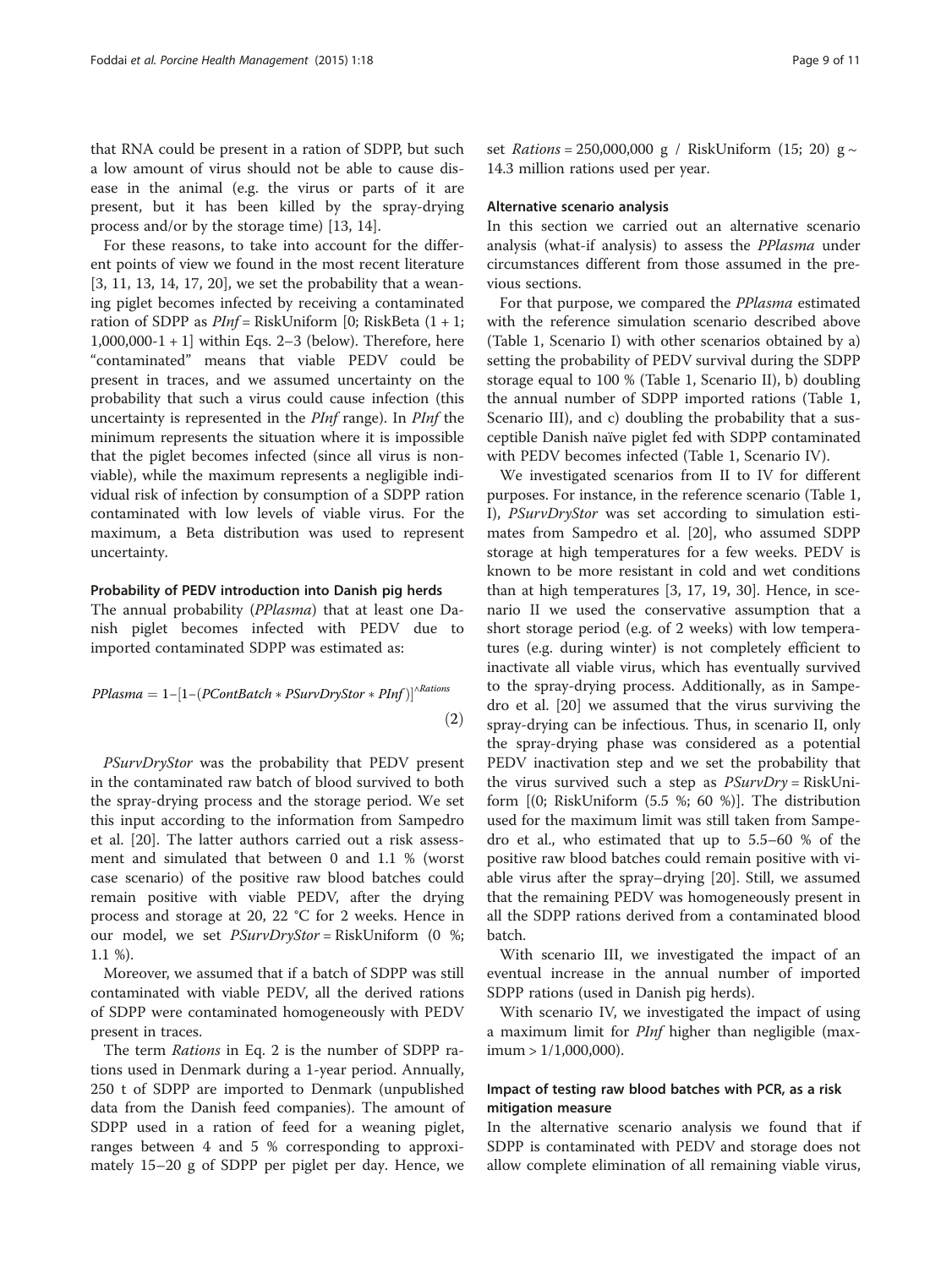that RNA could be present in a ration of SDPP, but such a low amount of virus should not be able to cause disease in the animal (e.g. the virus or parts of it are present, but it has been killed by the spray-drying process and/or by the storage time) [13, 14].

For these reasons, to take into account for the different points of view we found in the most recent literature [3, 11, 13, 14, 17, 20], we set the probability that a weaning piglet becomes infected by receiving a contaminated ration of SDPP as *PInf* = RiskUniform [0; RiskBeta (1 + 1; 1,000,000-1 + 1] within Eqs. 2–3 (below). Therefore, here "contaminated" means that viable PEDV could be present in traces, and we assumed uncertainty on the probability that such a virus could cause infection (this uncertainty is represented in the *PInf* range). In *PInf* the minimum represents the situation where it is impossible that the piglet becomes infected (since all virus is non-viable), while the maximum represents a negligible individual risk of infection by consumption of a SDPP ration contaminated with low levels of viable virus. For the maximum, a Beta distribution was used to represent uncertainty.

#### Probability of PEDV introduction into Danish pig herds

The annual probability (*PPlasma*) that at least one Danish piglet becomes infected with PEDV due to imported contaminated SDPP was estimated as:

$$PPlasma = 1 - [1 - (PContBatch * PSurvDryStor * PInf)]^{\wedge Rations} \quad (2)$$

*PSurvDryStor* was the probability that PEDV present in the contaminated raw batch of blood survived to both the spray-drying process and the storage period. We set this input according to the information from Sampedro et al. [20]. The latter authors carried out a risk assessment and simulated that between 0 and 1.1 % (worst case scenario) of the positive raw blood batches could remain positive with viable PEDV, after the drying process and storage at 20, 22 °C for 2 weeks. Hence in our model, we set *PSurvDryStor* = RiskUniform (0 %; 1.1 %).

Moreover, we assumed that if a batch of SDPP was still contaminated with viable PEDV, all the derived rations of SDPP were contaminated homogeneously with PEDV present in traces.

The term *Rations* in Eq. 2 is the number of SDPP rations used in Denmark during a 1-year period. Annually, 250 t of SDPP are imported to Denmark (unpublished data from the Danish feed companies). The amount of SDPP used in a ration of feed for a weaning piglet, ranges between 4 and 5 % corresponding to approximately 15–20 g of SDPP per piglet per day. Hence, we set *Rations* = 250,000,000 g / RiskUniform (15; 20) g ~ 14.3 million rations used per year.

#### Alternative scenario analysis

In this section we carried out an alternative scenario analysis (what-if analysis) to assess the *PPlasma* under circumstances different from those assumed in the previous sections.

For that purpose, we compared the *PPlasma* estimated with the reference simulation scenario described above (Table 1, Scenario I) with other scenarios obtained by a) setting the probability of PEDV survival during the SDPP storage equal to 100 % (Table 1, Scenario II), b) doubling the annual number of SDPP imported rations (Table 1, Scenario III), and c) doubling the probability that a susceptible Danish naïve piglet fed with SDPP contaminated with PEDV becomes infected (Table 1, Scenario IV).

We investigated scenarios from II to IV for different purposes. For instance, in the reference scenario (Table 1, I), *PSurvDryStor* was set according to simulation estimates from Sampedro et al. [20], who assumed SDPP storage at high temperatures for a few weeks. PEDV is known to be more resistant in cold and wet conditions than at high temperatures [3, 17, 19, 30]. Hence, in scenario II we used the conservative assumption that a short storage period (e.g. of 2 weeks) with low temperatures (e.g. during winter) is not completely efficient to inactivate all viable virus, which has eventually survived to the spray-drying process. Additionally, as in Sampedro et al. [20] we assumed that the virus surviving the spray-drying can be infectious. Thus, in scenario II, only the spray-drying phase was considered as a potential PEDV inactivation step and we set the probability that the virus survived such a step as *PSurvDry* = RiskUniform [(0; RiskUniform (5.5 %; 60 %)]. The distribution used for the maximum limit was still taken from Sampedro et al., who estimated that up to 5.5–60 % of the positive raw blood batches could remain positive with viable virus after the spray–drying [20]. Still, we assumed that the remaining PEDV was homogeneously present in all the SDPP rations derived from a contaminated blood batch.

With scenario III, we investigated the impact of an eventual increase in the annual number of imported SDPP rations (used in Danish pig herds).

With scenario IV, we investigated the impact of using a maximum limit for *PInf* higher than negligible (maximum > 1/1,000,000).

### Impact of testing raw blood batches with PCR, as a risk mitigation measure

In the alternative scenario analysis we found that if SDPP is contaminated with PEDV and storage does not allow complete elimination of all remaining viable virus,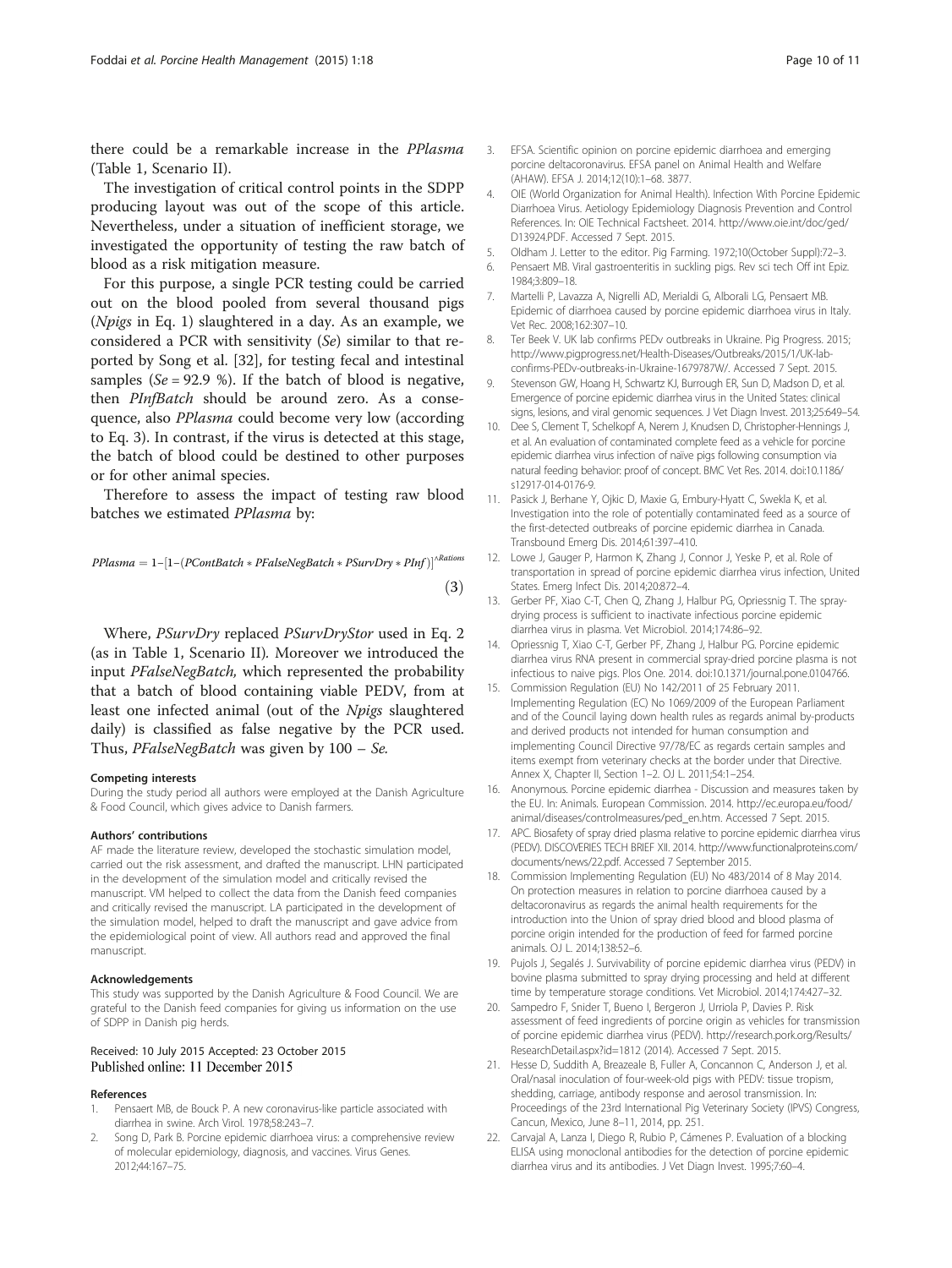there could be a remarkable increase in the *PPlasma* (Table 1, Scenario II).

The investigation of critical control points in the SDPP producing layout was out of the scope of this article. Nevertheless, under a situation of inefficient storage, we investigated the opportunity of testing the raw batch of blood as a risk mitigation measure.

For this purpose, a single PCR testing could be carried out on the blood pooled from several thousand pigs (*Npigs* in Eq. 1) slaughtered in a day. As an example, we considered a PCR with sensitivity (*Se*) similar to that reported by Song et al. [32], for testing fecal and intestinal samples (*Se* = 92.9 %). If the batch of blood is negative, then *PInfBatch* should be around zero. As a consequence, also *PPlasma* could become very low (according to Eq. 3). In contrast, if the virus is detected at this stage, the batch of blood could be destined to other purposes or for other animal species.

Therefore to assess the impact of testing raw blood batches we estimated *PPlasma* by:

$$PPlasma = 1-[1-(PContBatch * PFalseNegBatch * PSurvDry * PInf)]^{\wedge Rations} \quad (3)$$

Where, *PSurvDry* replaced *PSurvDryStor* used in Eq. 2 (as in Table 1, Scenario II). Moreover we introduced the input *PFalseNegBatch,* which represented the probability that a batch of blood containing viable PEDV, from at least one infected animal (out of the *Npigs* slaughtered daily) is classified as false negative by the PCR used. Thus, *PFalseNegBatch* was given by 100 − *Se.*

#### Competing interests

During the study period all authors were employed at the Danish Agriculture & Food Council, which gives advice to Danish farmers.

#### Authors' contributions

AF made the literature review, developed the stochastic simulation model, carried out the risk assessment, and drafted the manuscript. LHN participated in the development of the simulation model and critically revised the manuscript. VM helped to collect the data from the Danish feed companies and critically revised the manuscript. LA participated in the development of the simulation model, helped to draft the manuscript and gave advice from the epidemiological point of view. All authors read and approved the final manuscript.

#### Acknowledgements

This study was supported by the Danish Agriculture & Food Council. We are grateful to the Danish feed companies for giving us information on the use of SDPP in Danish pig herds.

Received: 10 July 2015 Accepted: 23 October 2015
Published online: 11 December 2015

#### References

1. Pensaert MB, de Bouck P. A new coronavirus-like particle associated with diarrhea in swine. Arch Virol. 1978;58:243–7.
2. Song D, Park B. Porcine epidemic diarrhoea virus: a comprehensive review of molecular epidemiology, diagnosis, and vaccines. Virus Genes. 2012;44:167–75.
3. EFSA. Scientific opinion on porcine epidemic diarrhoea and emerging porcine deltacoronavirus. EFSA panel on Animal Health and Welfare (AHAW). EFSA J. 2014;12(10):1–68. 3877.
4. OIE (World Organization for Animal Health). Infection With Porcine Epidemic Diarrhoea Virus. Aetiology Epidemiology Diagnosis Prevention and Control References. In: OIE Technical Factsheet. 2014. http://www.oie.int/doc/ged/D13924.PDF. Accessed 7 Sept. 2015.
5. Oldham J. Letter to the editor. Pig Farming. 1972;10(October Suppl):72–3.
6. Pensaert MB. Viral gastroenteritis in suckling pigs. Rev sci tech Off int Epiz. 1984;3:809–18.
7. Martelli P, Lavazza A, Nigrelli AD, Merialdi G, Alborali LG, Pensaert MB. Epidemic of diarrhoea caused by porcine epidemic diarrhoea virus in Italy. Vet Rec. 2008;162:307–10.
8. Ter Beek V. UK lab confirms PEDv outbreaks in Ukraine. Pig Progress. 2015; http://www.pigprogress.net/Health-Diseases/Outbreaks/2015/1/UK-lab-confirms-PEDv-outbreaks-in-Ukraine-1679787W/. Accessed 7 Sept. 2015.
9. Stevenson GW, Hoang H, Schwartz KJ, Burrough ER, Sun D, Madson D, et al. Emergence of porcine epidemic diarrhea virus in the United States: clinical signs, lesions, and viral genomic sequences. J Vet Diagn Invest. 2013;25:649–54.
10. Dee S, Clement T, Schelkopf A, Nerem J, Knudsen D, Christopher-Hennings J, et al. An evaluation of contaminated complete feed as a vehicle for porcine epidemic diarrhea virus infection of naïve pigs following consumption via natural feeding behavior: proof of concept. BMC Vet Res. 2014. doi:10.1186/s12917-014-0176-9.
11. Pasick J, Berhane Y, Ojkic D, Maxie G, Embury-Hyatt C, Swekla K, et al. Investigation into the role of potentially contaminated feed as a source of the first-detected outbreaks of porcine epidemic diarrhea in Canada. Transbound Emerg Dis. 2014;61:397–410.
12. Lowe J, Gauger P, Harmon K, Zhang J, Connor J, Yeske P, et al. Role of transportation in spread of porcine epidemic diarrhea virus infection, United States. Emerg Infect Dis. 2014;20:872–4.
13. Gerber PF, Xiao C-T, Chen Q, Zhang J, Halbur PG, Opriessnig T. The spray-drying process is sufficient to inactivate infectious porcine epidemic diarrhea virus in plasma. Vet Microbiol. 2014;174:86–92.
14. Opriessnig T, Xiao C-T, Gerber PF, Zhang J, Halbur PG. Porcine epidemic diarrhea virus RNA present in commercial spray-dried porcine plasma is not infectious to naive pigs. Plos One. 2014. doi:10.1371/journal.pone.0104766.
15. Commission Regulation (EU) No 142/2011 of 25 February 2011. Implementing Regulation (EC) No 1069/2009 of the European Parliament and of the Council laying down health rules as regards animal by-products and derived products not intended for human consumption and implementing Council Directive 97/78/EC as regards certain samples and items exempt from veterinary checks at the border under that Directive. Annex X, Chapter II, Section 1–2. OJ L. 2011;54:1–254.
16. Anonymous. Porcine epidemic diarrhea - Discussion and measures taken by the EU. In: Animals. European Commission. 2014. http://ec.europa.eu/food/animal/diseases/controlmeasures/ped_en.htm. Accessed 7 Sept. 2015.
17. APC. Biosafety of spray dried plasma relative to porcine epidemic diarrhea virus (PEDV). DISCOVERIES TECH BRIEF XII. 2014. http://www.functionalproteins.com/documents/news/22.pdf. Accessed 7 September 2015.
18. Commission Implementing Regulation (EU) No 483/2014 of 8 May 2014. On protection measures in relation to porcine diarrhoea caused by a deltacoronavirus as regards the animal health requirements for the introduction into the Union of spray dried blood and blood plasma of porcine origin intended for the production of feed for farmed porcine animals. OJ L. 2014;138:52–6.
19. Pujols J, Segalés J. Survivability of porcine epidemic diarrhea virus (PEDV) in bovine plasma submitted to spray drying processing and held at different time by temperature storage conditions. Vet Microbiol. 2014;174:427–32.
20. Sampedro F, Snider T, Bueno I, Bergeron J, Urriola P, Davies P. Risk assessment of feed ingredients of porcine origin as vehicles for transmission of porcine epidemic diarrhea virus (PEDV). http://research.pork.org/Results/ResearchDetail.aspx?id=1812 (2014). Accessed 7 Sept. 2015.
21. Hesse D, Suddith A, Breazeale B, Fuller A, Concannon C, Anderson J, et al. Oral/nasal inoculation of four-week-old pigs with PEDV: tissue tropism, shedding, carriage, antibody response and aerosol transmission. In: Proceedings of the 23rd International Pig Veterinary Society (IPVS) Congress, Cancun, Mexico, June 8–11, 2014, pp. 251.
22. Carvajal A, Lanza I, Diego R, Rubio P, Cámenes P. Evaluation of a blocking ELISA using monoclonal antibodies for the detection of porcine epidemic diarrhea virus and its antibodies. J Vet Diagn Invest. 1995;7:60–4.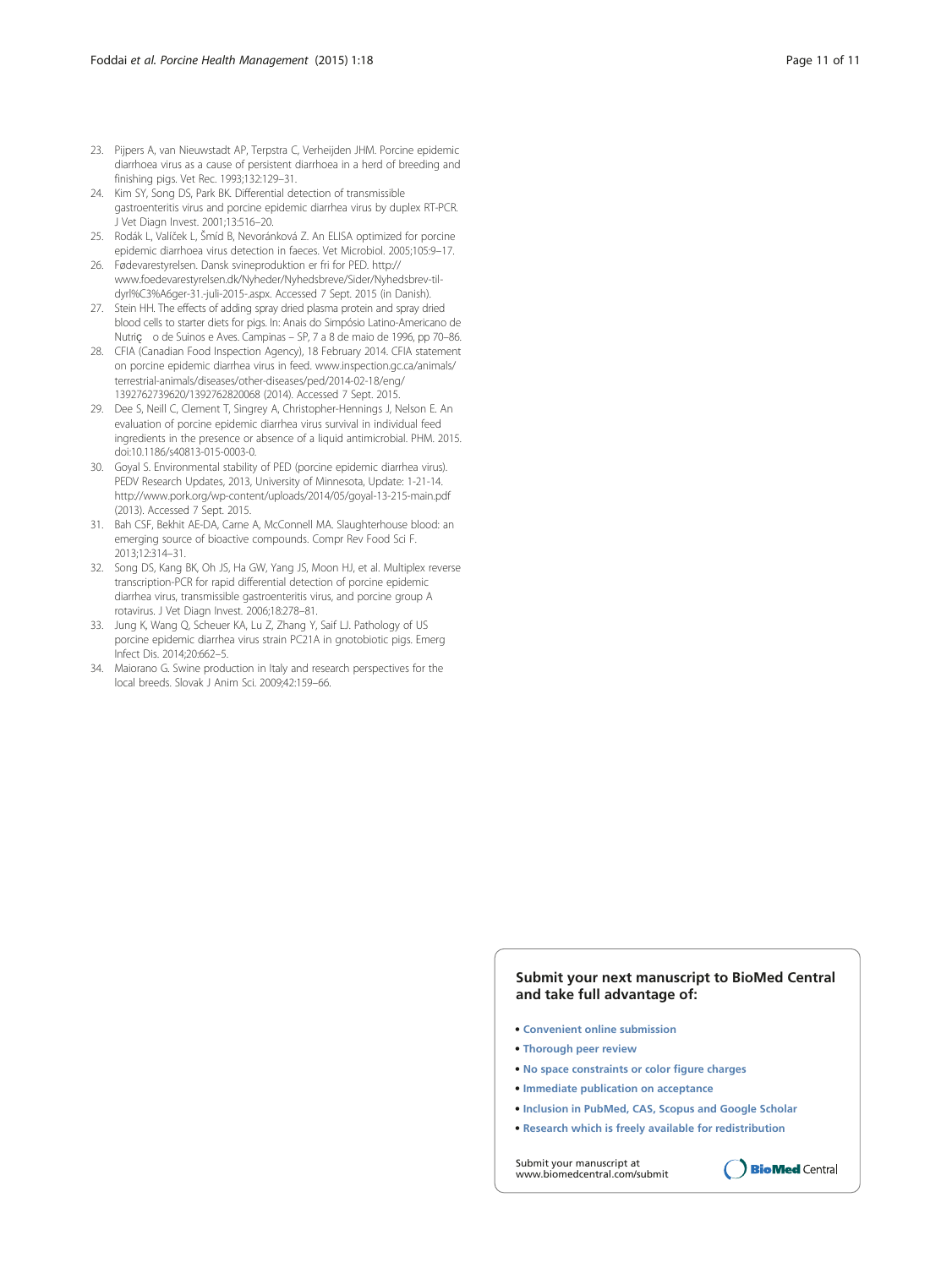23. Pijpers A, van Nieuwstadt AP, Terpstra C, Verheijden JHM. Porcine epidemic diarrhoea virus as a cause of persistent diarrhoea in a herd of breeding and finishing pigs. Vet Rec. 1993;132:129–31.
24. Kim SY, Song DS, Park BK. Differential detection of transmissible gastroenteritis virus and porcine epidemic diarrhea virus by duplex RT-PCR. J Vet Diagn Invest. 2001;13:516–20.
25. Rodák L, Valíček L, Šmíd B, Nevoránková Z. An ELISA optimized for porcine epidemic diarrhoea virus detection in faeces. Vet Microbiol. 2005;105:9–17.
26. Fødevarestyrelsen. Dansk svineproduktion er fri for PED. http://www.foedevarestyrelsen.dk/Nyheder/Nyhedsbreve/Sider/Nyhedsbrev-til-dyrl%C3%A6ger-31.-juli-2015-.aspx. Accessed 7 Sept. 2015 (in Danish).
27. Stein HH. The effects of adding spray dried plasma protein and spray dried blood cells to starter diets for pigs. In: Anais do Simpósio Latino-Americano de Nutriç o de Suinos e Aves. Campinas – SP, 7 a 8 de maio de 1996, pp 70–86.
28. CFIA (Canadian Food Inspection Agency), 18 February 2014. CFIA statement on porcine epidemic diarrhea virus in feed. www.inspection.gc.ca/animals/terrestrial-animals/diseases/other-diseases/ped/2014-02-18/eng/1392762739620/1392762820068 (2014). Accessed 7 Sept. 2015.
29. Dee S, Neill C, Clement T, Singrey A, Christopher-Hennings J, Nelson E. An evaluation of porcine epidemic diarrhea virus survival in individual feed ingredients in the presence or absence of a liquid antimicrobial. PHM. 2015. doi:10.1186/s40813-015-0003-0.
30. Goyal S. Environmental stability of PED (porcine epidemic diarrhea virus). PEDV Research Updates, 2013, University of Minnesota, Update: 1-21-14. http://www.pork.org/wp-content/uploads/2014/05/goyal-13-215-main.pdf (2013). Accessed 7 Sept. 2015.
31. Bah CSF, Bekhit AE-DA, Carne A, McConnell MA. Slaughterhouse blood: an emerging source of bioactive compounds. Compr Rev Food Sci F. 2013;12:314–31.
32. Song DS, Kang BK, Oh JS, Ha GW, Yang JS, Moon HJ, et al. Multiplex reverse transcription-PCR for rapid differential detection of porcine epidemic diarrhea virus, transmissible gastroenteritis virus, and porcine group A rotavirus. J Vet Diagn Invest. 2006;18:278–81.
33. Jung K, Wang Q, Scheuer KA, Lu Z, Zhang Y, Saif LJ. Pathology of US porcine epidemic diarrhea virus strain PC21A in gnotobiotic pigs. Emerg Infect Dis. 2014;20:662–5.
34. Maiorano G. Swine production in Italy and research perspectives for the local breeds. Slovak J Anim Sci. 2009;42:159–66.

**Submit your next manuscript to BioMed Central and take full advantage of:**

- **Convenient online submission**
- **Thorough peer review**
- **No space constraints or color figure charges**
- **Immediate publication on acceptance**
- **Inclusion in PubMed, CAS, Scopus and Google Scholar**
- **Research which is freely available for redistribution**

Submit your manuscript at
www.biomedcentral.com/submit

BioMed Central